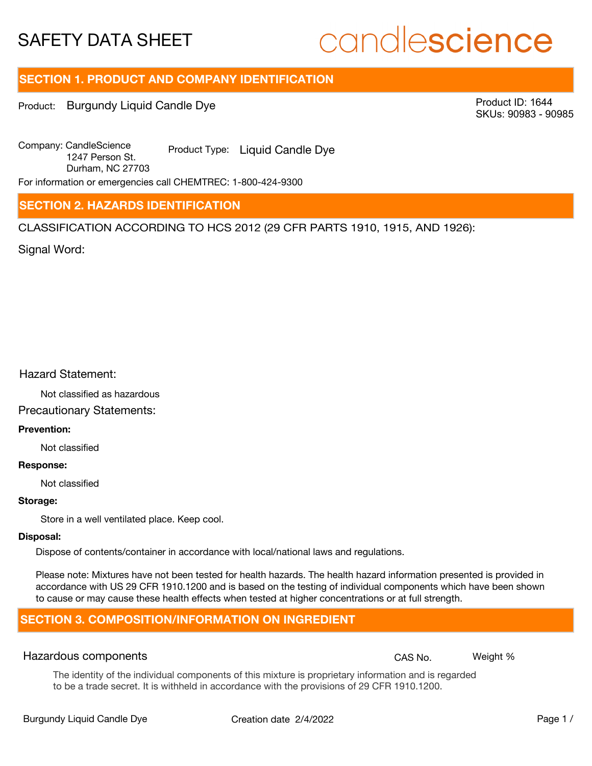# SAFETY DATA SHEET

candlescience

## SECTION 1. PRODUCT AND COMPANY IDENTIFICATION

Product: Burgundy Liquid Candle Dye

Product ID: 1644
SKUs: 90983 - 90985

Company: CandleScience
1247 Person St.
Durham, NC 27703

Product Type: Liquid Candle Dye

For information or emergencies call CHEMTREC: 1-800-424-9300

## SECTION 2. HAZARDS IDENTIFICATION

CLASSIFICATION ACCORDING TO HCS 2012 (29 CFR PARTS 1910, 1915, AND 1926):

Signal Word:

Hazard Statement:

Not classified as hazardous

Precautionary Statements:

**Prevention:**

Not classified

**Response:**

Not classified

**Storage:**

Store in a well ventilated place. Keep cool.

**Disposal:**

Dispose of contents/container in accordance with local/national laws and regulations.

Please note: Mixtures have not been tested for health hazards. The health hazard information presented is provided in accordance with US 29 CFR 1910.1200 and is based on the testing of individual components which have been shown to cause or may cause these health effects when tested at higher concentrations or at full strength.

## SECTION 3. COMPOSITION/INFORMATION ON INGREDIENT

| Hazardous components | CAS No. | Weight % |
| --- | --- | --- |

The identity of the individual components of this mixture is proprietary information and is regarded to be a trade secret. It is withheld in accordance with the provisions of 29 CFR 1910.1200.

Burgundy Liquid Candle Dye Creation date 2/4/2022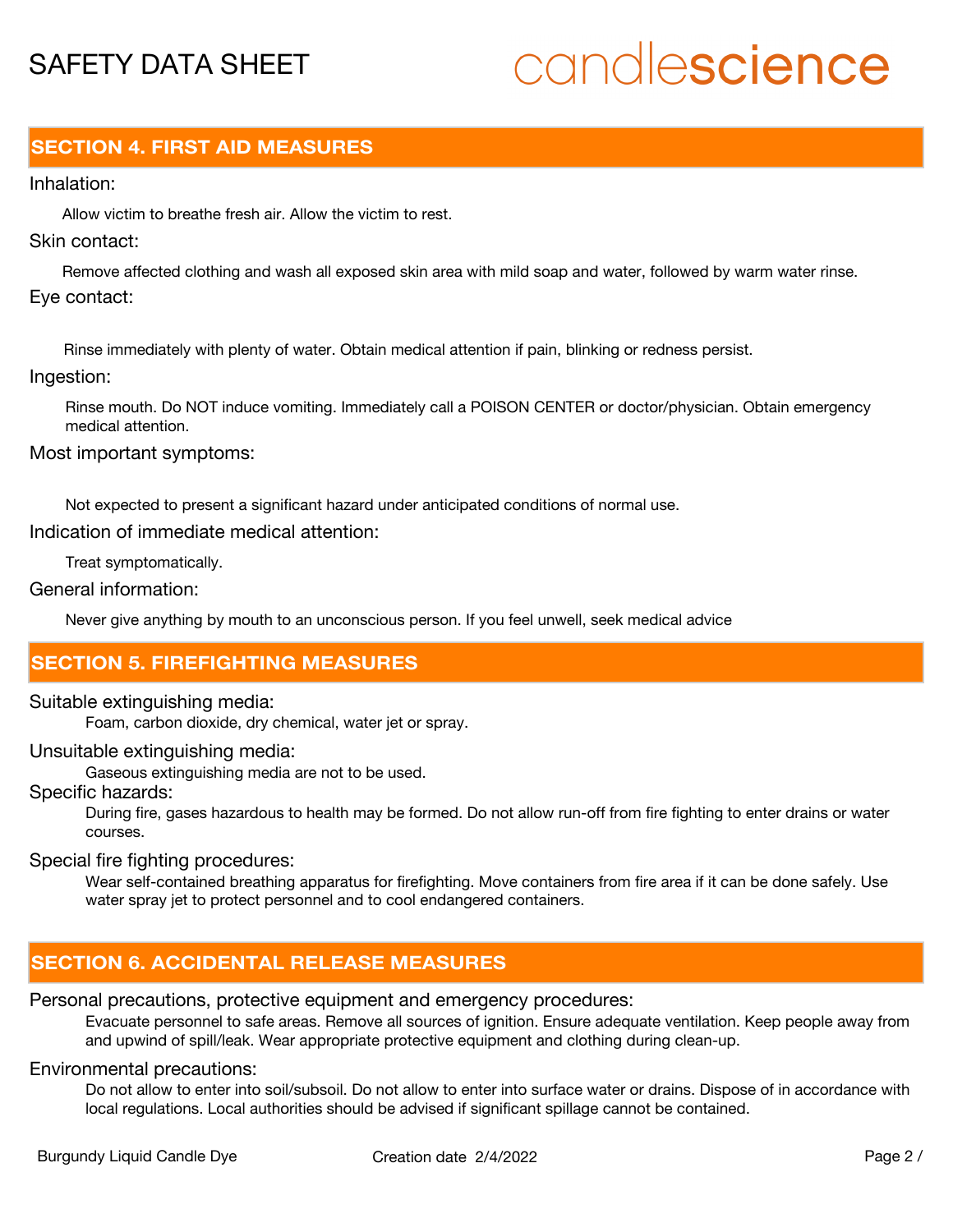## SECTION 4. FIRST AID MEASURES

**Inhalation:**

Allow victim to breathe fresh air. Allow the victim to rest.

**Skin contact:**

Remove affected clothing and wash all exposed skin area with mild soap and water, followed by warm water rinse.

**Eye contact:**

Rinse immediately with plenty of water. Obtain medical attention if pain, blinking or redness persist.

**Ingestion:**

Rinse mouth. Do NOT induce vomiting. Immediately call a POISON CENTER or doctor/physician. Obtain emergency medical attention.

**Most important symptoms:**

Not expected to present a significant hazard under anticipated conditions of normal use.

**Indication of immediate medical attention:**

Treat symptomatically.

**General information:**

Never give anything by mouth to an unconscious person. If you feel unwell, seek medical advice

## SECTION 5. FIREFIGHTING MEASURES

**Suitable extinguishing media:**

Foam, carbon dioxide, dry chemical, water jet or spray.

**Unsuitable extinguishing media:**

Gaseous extinguishing media are not to be used.

**Specific hazards:**

During fire, gases hazardous to health may be formed. Do not allow run-off from fire fighting to enter drains or water courses.

**Special fire fighting procedures:**

Wear self-contained breathing apparatus for firefighting. Move containers from fire area if it can be done safely. Use water spray jet to protect personnel and to cool endangered containers.

## SECTION 6. ACCIDENTAL RELEASE MEASURES

**Personal precautions, protective equipment and emergency procedures:**

Evacuate personnel to safe areas. Remove all sources of ignition. Ensure adequate ventilation. Keep people away from and upwind of spill/leak. Wear appropriate protective equipment and clothing during clean-up.

**Environmental precautions:**

Do not allow to enter into soil/subsoil. Do not allow to enter into surface water or drains. Dispose of in accordance with local regulations. Local authorities should be advised if significant spillage cannot be contained.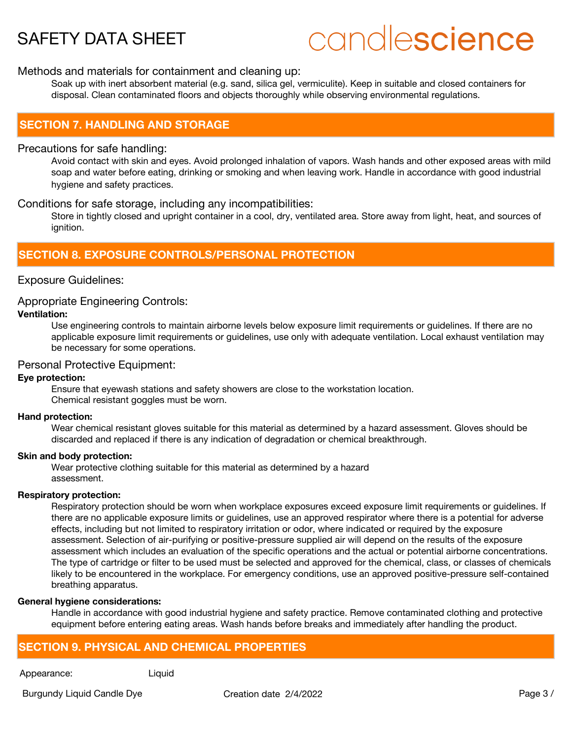Methods and materials for containment and cleaning up:

Soak up with inert absorbent material (e.g. sand, silica gel, vermiculite). Keep in suitable and closed containers for disposal. Clean contaminated floors and objects thoroughly while observing environmental regulations.

## SECTION 7. HANDLING AND STORAGE

Precautions for safe handling:

Avoid contact with skin and eyes. Avoid prolonged inhalation of vapors. Wash hands and other exposed areas with mild soap and water before eating, drinking or smoking and when leaving work. Handle in accordance with good industrial hygiene and safety practices.

Conditions for safe storage, including any incompatibilities:

Store in tightly closed and upright container in a cool, dry, ventilated area. Store away from light, heat, and sources of ignition.

## SECTION 8. EXPOSURE CONTROLS/PERSONAL PROTECTION

Exposure Guidelines:

Appropriate Engineering Controls:

**Ventilation:**

Use engineering controls to maintain airborne levels below exposure limit requirements or guidelines. If there are no applicable exposure limit requirements or guidelines, use only with adequate ventilation. Local exhaust ventilation may be necessary for some operations.

Personal Protective Equipment:

**Eye protection:**

Ensure that eyewash stations and safety showers are close to the workstation location.
Chemical resistant goggles must be worn.

**Hand protection:**

Wear chemical resistant gloves suitable for this material as determined by a hazard assessment. Gloves should be discarded and replaced if there is any indication of degradation or chemical breakthrough.

**Skin and body protection:**

Wear protective clothing suitable for this material as determined by a hazard assessment.

**Respiratory protection:**

Respiratory protection should be worn when workplace exposures exceed exposure limit requirements or guidelines. If there are no applicable exposure limits or guidelines, use an approved respirator where there is a potential for adverse effects, including but not limited to respiratory irritation or odor, where indicated or required by the exposure assessment. Selection of air-purifying or positive-pressure supplied air will depend on the results of the exposure assessment which includes an evaluation of the specific operations and the actual or potential airborne concentrations. The type of cartridge or filter to be used must be selected and approved for the chemical, class, or classes of chemicals likely to be encountered in the workplace. For emergency conditions, use an approved positive-pressure self-contained breathing apparatus.

**General hygiene considerations:**

Handle in accordance with good industrial hygiene and safety practice. Remove contaminated clothing and protective equipment before entering eating areas. Wash hands before breaks and immediately after handling the product.

## SECTION 9. PHYSICAL AND CHEMICAL PROPERTIES

| | |
|---|---|
| Appearance: | Liquid |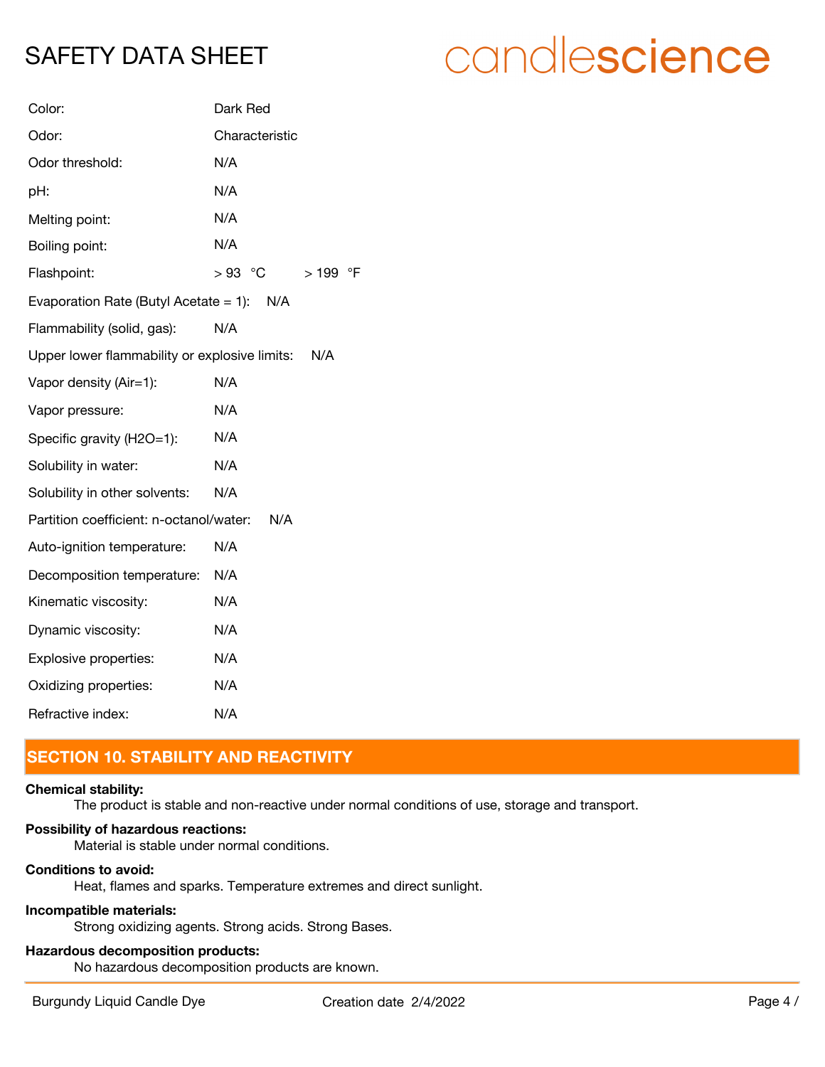| | |
|---|---|
| Color: | Dark Red |
| Odor: | Characteristic |
| Odor threshold: | N/A |
| pH: | N/A |
| Melting point: | N/A |
| Boiling point: | N/A |
| Flashpoint: | > 93 °C > 199 °F |
| Evaporation Rate (Butyl Acetate = 1): | N/A |
| Flammability (solid, gas): | N/A |
| Upper lower flammability or explosive limits: | N/A |
| Vapor density (Air=1): | N/A |
| Vapor pressure: | N/A |
| Specific gravity (H2O=1): | N/A |
| Solubility in water: | N/A |
| Solubility in other solvents: | N/A |
| Partition coefficient: n-octanol/water: | N/A |
| Auto-ignition temperature: | N/A |
| Decomposition temperature: | N/A |
| Kinematic viscosity: | N/A |
| Dynamic viscosity: | N/A |
| Explosive properties: | N/A |
| Oxidizing properties: | N/A |
| Refractive index: | N/A |

## SECTION 10. STABILITY AND REACTIVITY

**Chemical stability:**
The product is stable and non-reactive under normal conditions of use, storage and transport.

**Possibility of hazardous reactions:**
Material is stable under normal conditions.

**Conditions to avoid:**
Heat, flames and sparks. Temperature extremes and direct sunlight.

**Incompatible materials:**
Strong oxidizing agents. Strong acids. Strong Bases.

**Hazardous decomposition products:**
No hazardous decomposition products are known.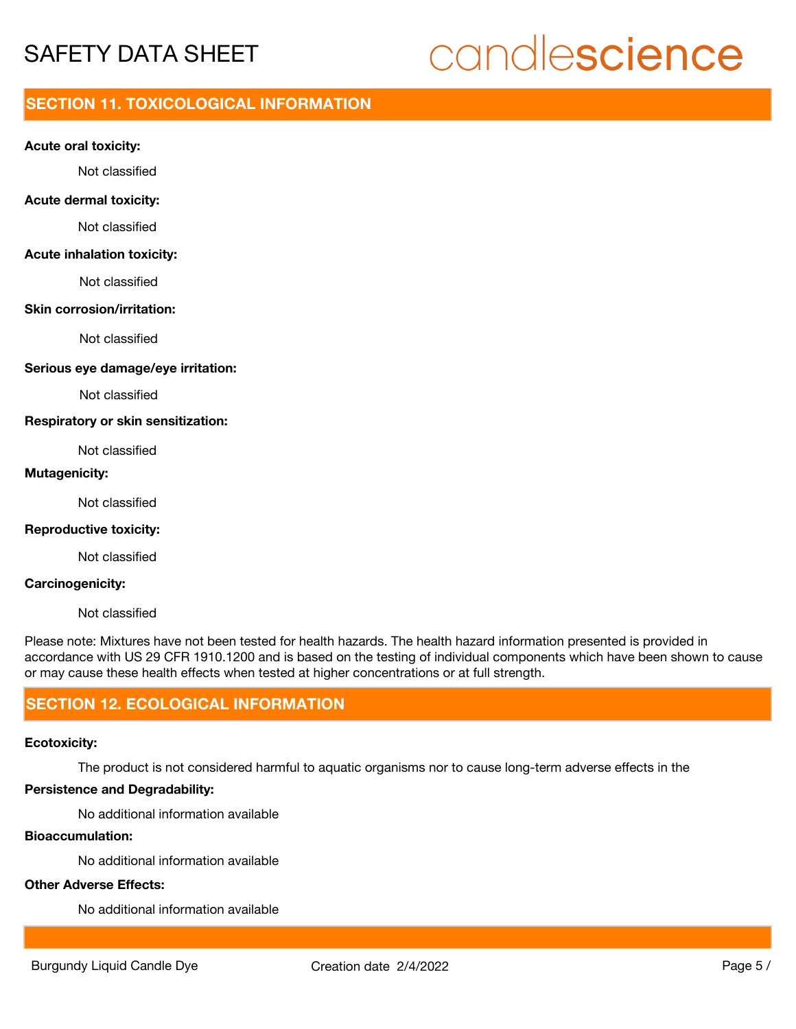## SECTION 11. TOXICOLOGICAL INFORMATION

**Acute oral toxicity:**

Not classified

**Acute dermal toxicity:**

Not classified

**Acute inhalation toxicity:**

Not classified

**Skin corrosion/irritation:**

Not classified

**Serious eye damage/eye irritation:**

Not classified

**Respiratory or skin sensitization:**

Not classified

**Mutagenicity:**

Not classified

**Reproductive toxicity:**

Not classified

**Carcinogenicity:**

Not classified

Please note: Mixtures have not been tested for health hazards. The health hazard information presented is provided in accordance with US 29 CFR 1910.1200 and is based on the testing of individual components which have been shown to cause or may cause these health effects when tested at higher concentrations or at full strength.

## SECTION 12. ECOLOGICAL INFORMATION

**Ecotoxicity:**

The product is not considered harmful to aquatic organisms nor to cause long-term adverse effects in the

**Persistence and Degradability:**

No additional information available

**Bioaccumulation:**

No additional information available

**Other Adverse Effects:**

No additional information available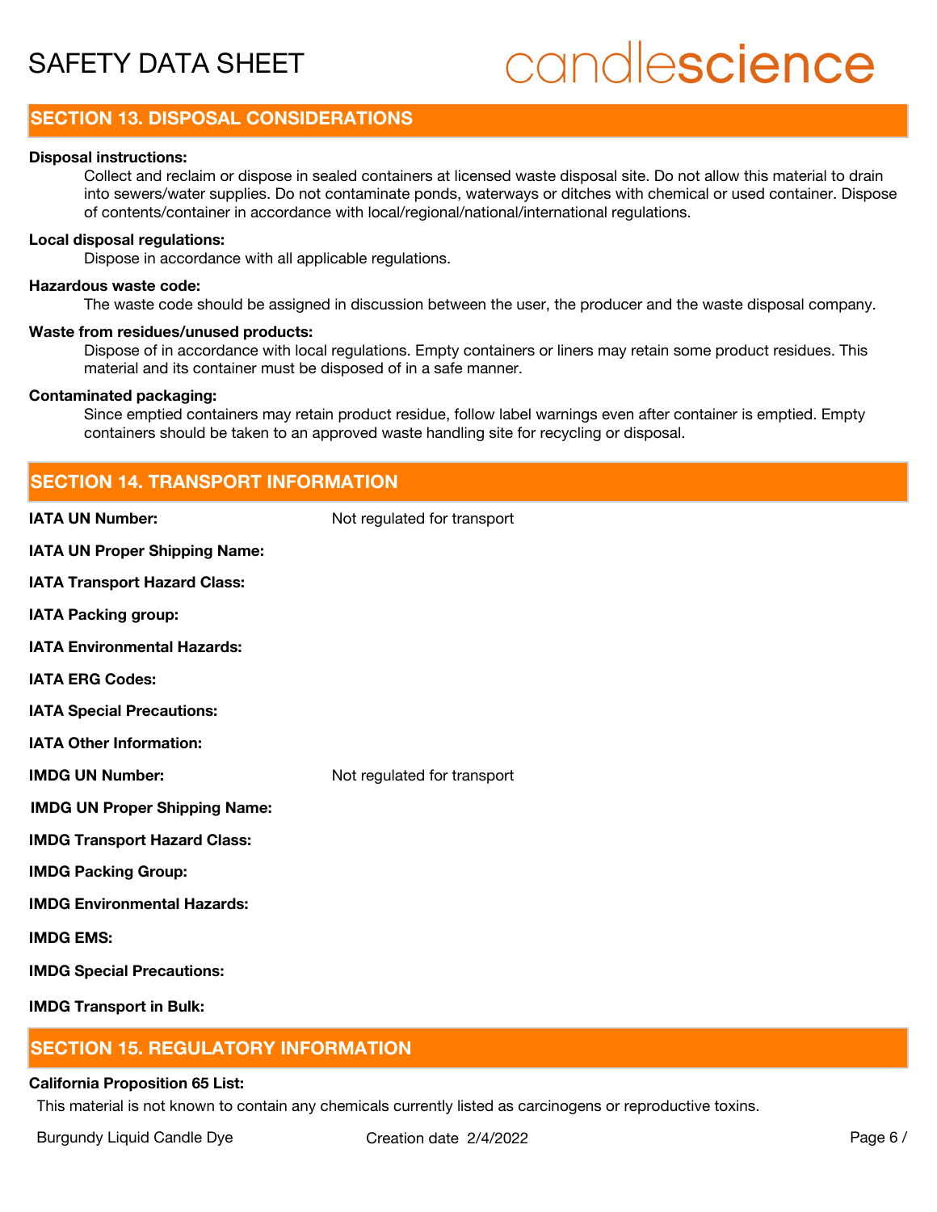## SECTION 13. DISPOSAL CONSIDERATIONS

**Disposal instructions:**

Collect and reclaim or dispose in sealed containers at licensed waste disposal site. Do not allow this material to drain into sewers/water supplies. Do not contaminate ponds, waterways or ditches with chemical or used container. Dispose of contents/container in accordance with local/regional/national/international regulations.

**Local disposal regulations:**

Dispose in accordance with all applicable regulations.

**Hazardous waste code:**

The waste code should be assigned in discussion between the user, the producer and the waste disposal company.

**Waste from residues/unused products:**

Dispose of in accordance with local regulations. Empty containers or liners may retain some product residues. This material and its container must be disposed of in a safe manner.

**Contaminated packaging:**

Since emptied containers may retain product residue, follow label warnings even after container is emptied. Empty containers should be taken to an approved waste handling site for recycling or disposal.

## SECTION 14. TRANSPORT INFORMATION

**IATA UN Number:** Not regulated for transport

**IATA UN Proper Shipping Name:**

**IATA Transport Hazard Class:**

**IATA Packing group:**

**IATA Environmental Hazards:**

**IATA ERG Codes:**

**IATA Special Precautions:**

**IATA Other Information:**

**IMDG UN Number:** Not regulated for transport

**IMDG UN Proper Shipping Name:**

**IMDG Transport Hazard Class:**

**IMDG Packing Group:**

**IMDG Environmental Hazards:**

**IMDG EMS:**

**IMDG Special Precautions:**

**IMDG Transport in Bulk:**

## SECTION 15. REGULATORY INFORMATION

**California Proposition 65 List:**

This material is not known to contain any chemicals currently listed as carcinogens or reproductive toxins.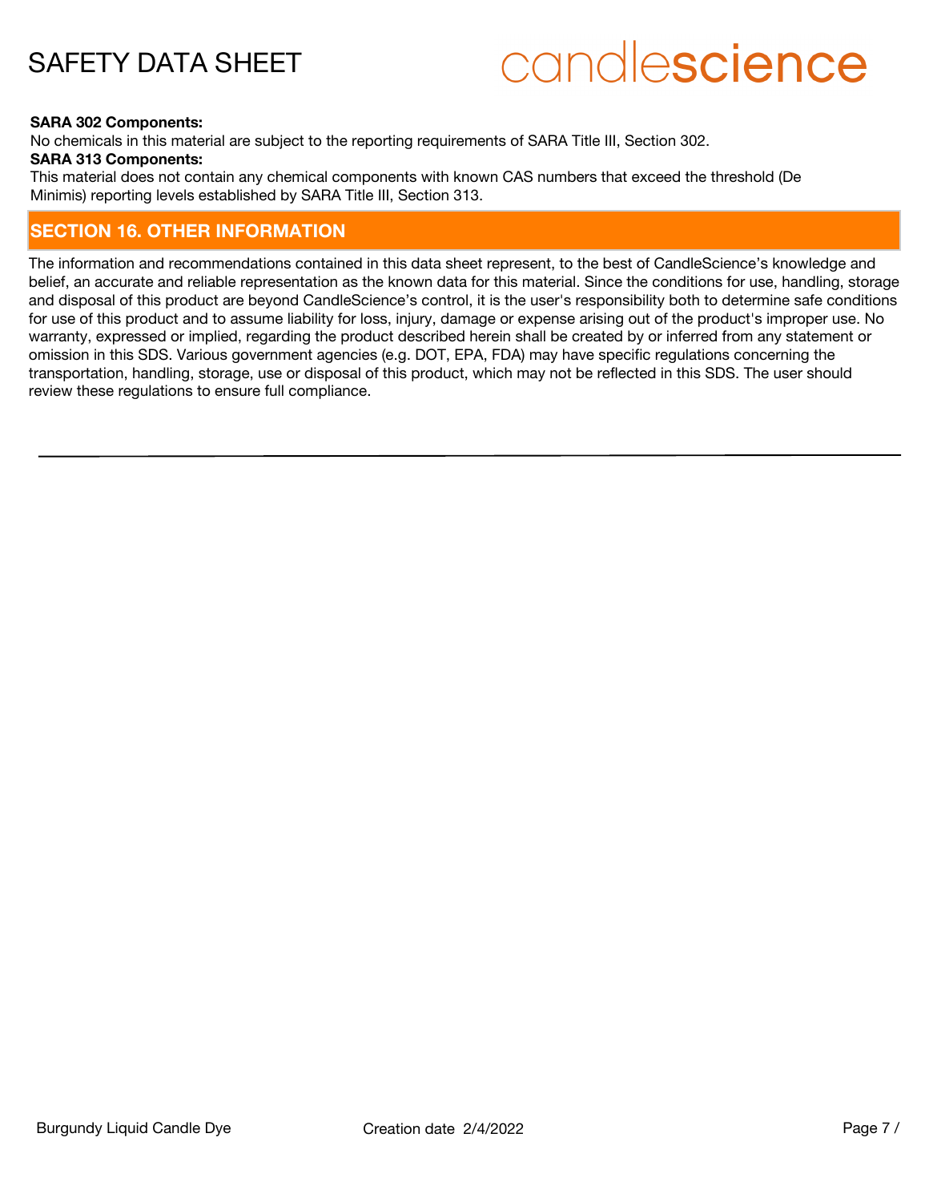**SARA 302 Components:**

No chemicals in this material are subject to the reporting requirements of SARA Title III, Section 302.

**SARA 313 Components:**

This material does not contain any chemical components with known CAS numbers that exceed the threshold (De Minimis) reporting levels established by SARA Title III, Section 313.

## SECTION 16. OTHER INFORMATION

The information and recommendations contained in this data sheet represent, to the best of CandleScience's knowledge and belief, an accurate and reliable representation as the known data for this material. Since the conditions for use, handling, storage and disposal of this product are beyond CandleScience's control, it is the user's responsibility both to determine safe conditions for use of this product and to assume liability for loss, injury, damage or expense arising out of the product's improper use. No warranty, expressed or implied, regarding the product described herein shall be created by or inferred from any statement or omission in this SDS. Various government agencies (e.g. DOT, EPA, FDA) may have specific regulations concerning the transportation, handling, storage, use or disposal of this product, which may not be reflected in this SDS. The user should review these regulations to ensure full compliance.